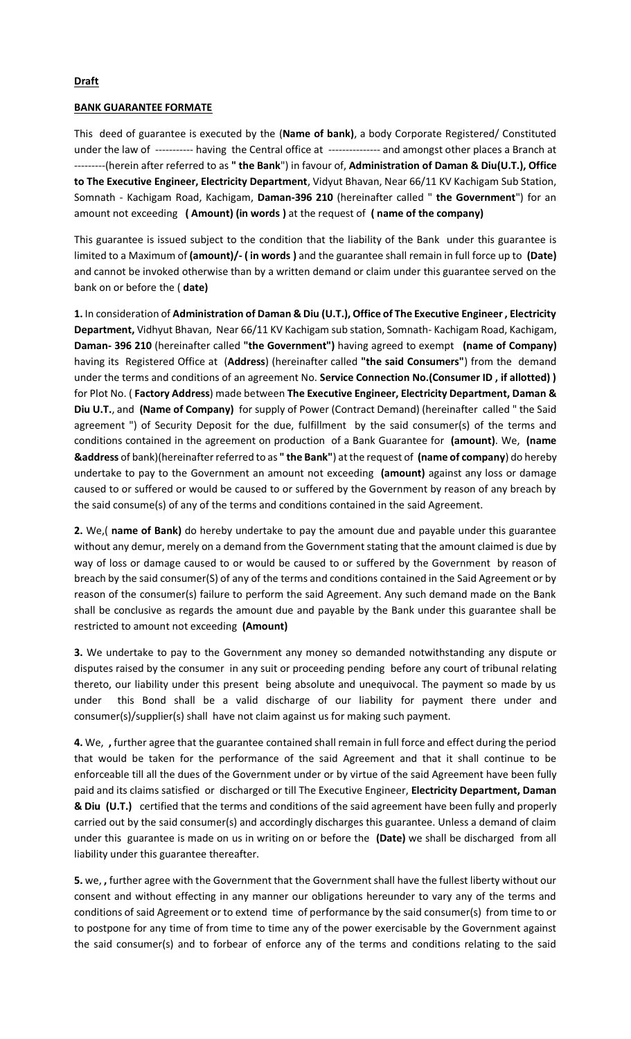**Draft**

**BANK GUARANTEE FORMATE**

This deed of guarantee is executed by the (**Name of bank)**, a body Corporate Registered/ Constituted under the law of ----------- having the Central office at --------------- and amongst other places a Branch at ---------(herein after referred to as **" the Bank**") in favour of, **Administration of Daman & Diu(U.T.), Office to The Executive Engineer, Electricity Department**, Vidyut Bhavan, Near 66/11 KV Kachigam Sub Station, Somnath - Kachigam Road, Kachigam, **Daman-396 210** (hereinafter called " **the Government**") for an amount not exceeding **( Amount) (in words )** at the request of **( name of the company)**

This guarantee is issued subject to the condition that the liability of the Bank under this guarantee is limited to a Maximum of **(amount)/- ( in words )** and the guarantee shall remain in full force up to **(Date)** and cannot be invoked otherwise than by a written demand or claim under this guarantee served on the bank on or before the ( **date)**

**1.** In consideration of **Administration of Daman & Diu (U.T.), Office of The Executive Engineer , Electricity Department,** Vidhyut Bhavan, Near 66/11 KV Kachigam sub station, Somnath- Kachigam Road, Kachigam, **Daman- 396 210** (hereinafter called **"the Government")** having agreed to exempt **(name of Company)** having its Registered Office at (**Address**) (hereinafter called **"the said Consumers"**) from the demand under the terms and conditions of an agreement No. **Service Connection No.(Consumer ID , if allotted) )** for Plot No. ( **Factory Address**) made between **The Executive Engineer, Electricity Department, Daman & Diu U.T.**, and **(Name of Company)** for supply of Power (Contract Demand) (hereinafter called " the Said agreement ") of Security Deposit for the due, fulfillment by the said consumer(s) of the terms and conditions contained in the agreement on production of a Bank Guarantee for **(amount)**. We, **(name &address** of bank)(hereinafter referred to as **" the Bank"**) at the request of **(name of company**) do hereby undertake to pay to the Government an amount not exceeding **(amount)** against any loss or damage caused to or suffered or would be caused to or suffered by the Government by reason of any breach by the said consume(s) of any of the terms and conditions contained in the said Agreement.

**2.** We,( **name of Bank)** do hereby undertake to pay the amount due and payable under this guarantee without any demur, merely on a demand from the Government stating that the amount claimed is due by way of loss or damage caused to or would be caused to or suffered by the Government by reason of breach by the said consumer(S) of any of the terms and conditions contained in the Said Agreement or by reason of the consumer(s) failure to perform the said Agreement. Any such demand made on the Bank shall be conclusive as regards the amount due and payable by the Bank under this guarantee shall be restricted to amount not exceeding **(Amount)**

**3.** We undertake to pay to the Government any money so demanded notwithstanding any dispute or disputes raised by the consumer in any suit or proceeding pending before any court of tribunal relating thereto, our liability under this present being absolute and unequivocal. The payment so made by us under this Bond shall be a valid discharge of our liability for payment there under and consumer(s)/supplier(s) shall have not claim against us for making such payment.

**4.** We, **,** further agree that the guarantee contained shall remain in full force and effect during the period that would be taken for the performance of the said Agreement and that it shall continue to be enforceable till all the dues of the Government under or by virtue of the said Agreement have been fully paid and its claims satisfied or discharged or till The Executive Engineer, **Electricity Department, Daman & Diu (U.T.)** certified that the terms and conditions of the said agreement have been fully and properly carried out by the said consumer(s) and accordingly discharges this guarantee. Unless a demand of claim under this guarantee is made on us in writing on or before the **(Date)** we shall be discharged from all liability under this guarantee thereafter.

**5.** we, **,** further agree with the Government that the Government shall have the fullest liberty without our consent and without effecting in any manner our obligations hereunder to vary any of the terms and conditions of said Agreement or to extend time of performance by the said consumer(s) from time to or to postpone for any time of from time to time any of the power exercisable by the Government against the said consumer(s) and to forbear of enforce any of the terms and conditions relating to the said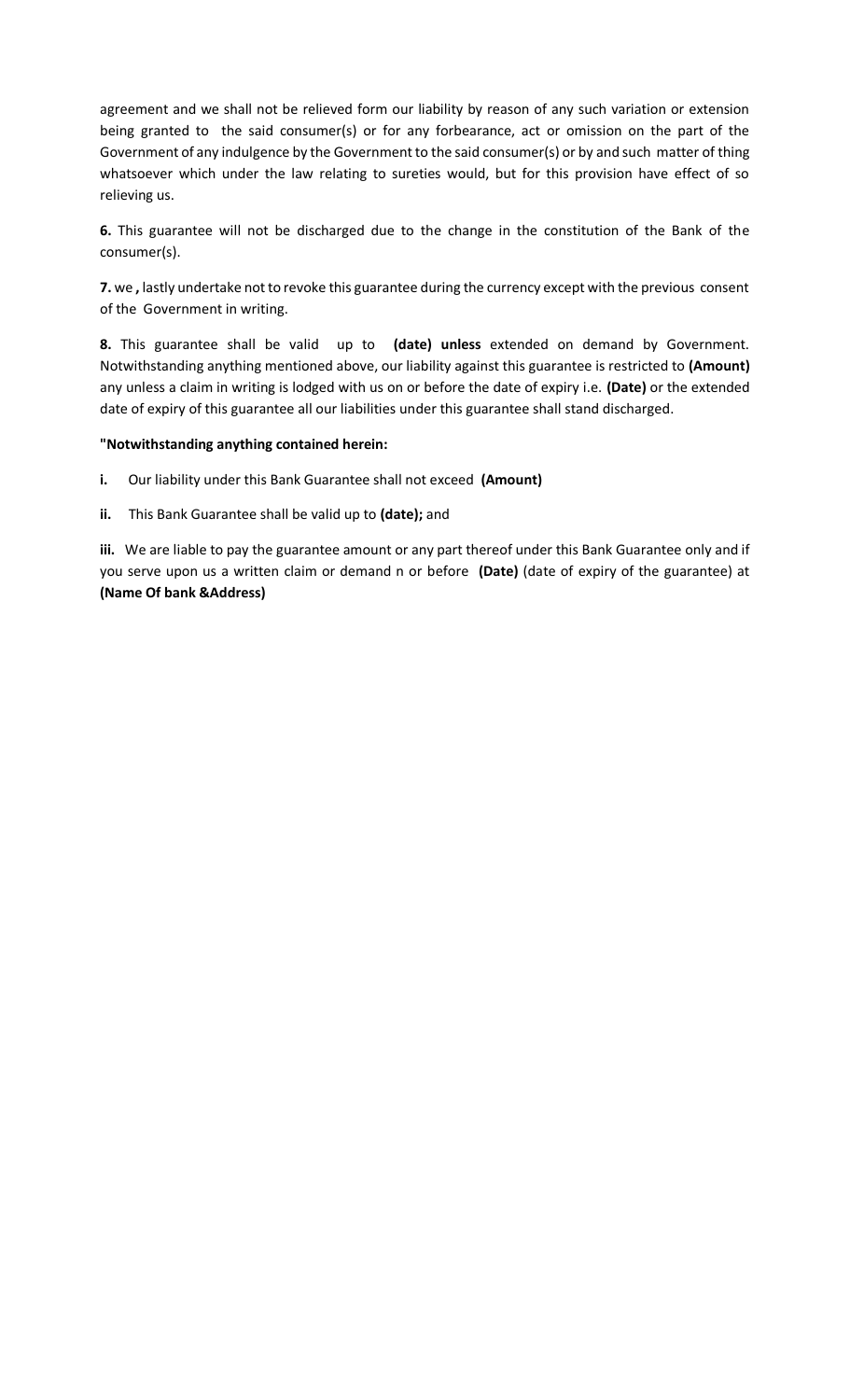agreement and we shall not be relieved form our liability by reason of any such variation or extension being granted to the said consumer(s) or for any forbearance, act or omission on the part of the Government of any indulgence by the Government to the said consumer(s) or by and such matter of thing whatsoever which under the law relating to sureties would, but for this provision have effect of so relieving us.

**6.** This guarantee will not be discharged due to the change in the constitution of the Bank of the consumer(s).

**7.** we **,** lastly undertake not to revoke this guarantee during the currency except with the previous consent of the Government in writing.

**8.** This guarantee shall be valid up to **(date) unless** extended on demand by Government. Notwithstanding anything mentioned above, our liability against this guarantee is restricted to **(Amount)** any unless a claim in writing is lodged with us on or before the date of expiry i.e. **(Date)** or the extended date of expiry of this guarantee all our liabilities under this guarantee shall stand discharged.

**"Notwithstanding anything contained herein:**

**i.** Our liability under this Bank Guarantee shall not exceed **(Amount)**

**ii.** This Bank Guarantee shall be valid up to **(date);** and

**iii.** We are liable to pay the guarantee amount or any part thereof under this Bank Guarantee only and if you serve upon us a written claim or demand n or before **(Date)** (date of expiry of the guarantee) at **(Name Of bank &Address)**